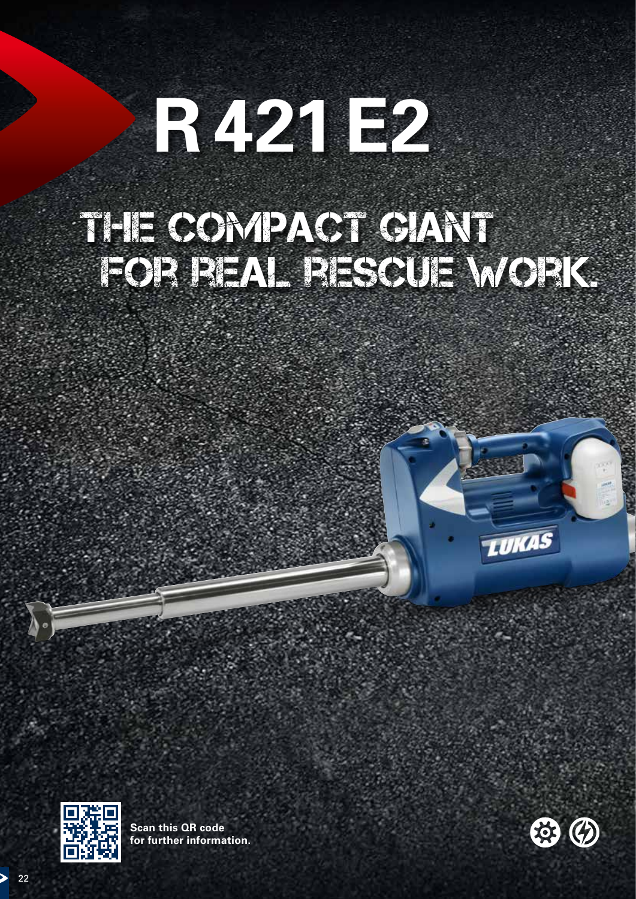# R 421 E2

## THE COMPACT GIANT FOR REAL RESCUE WORK.

Scan this QR code for further information.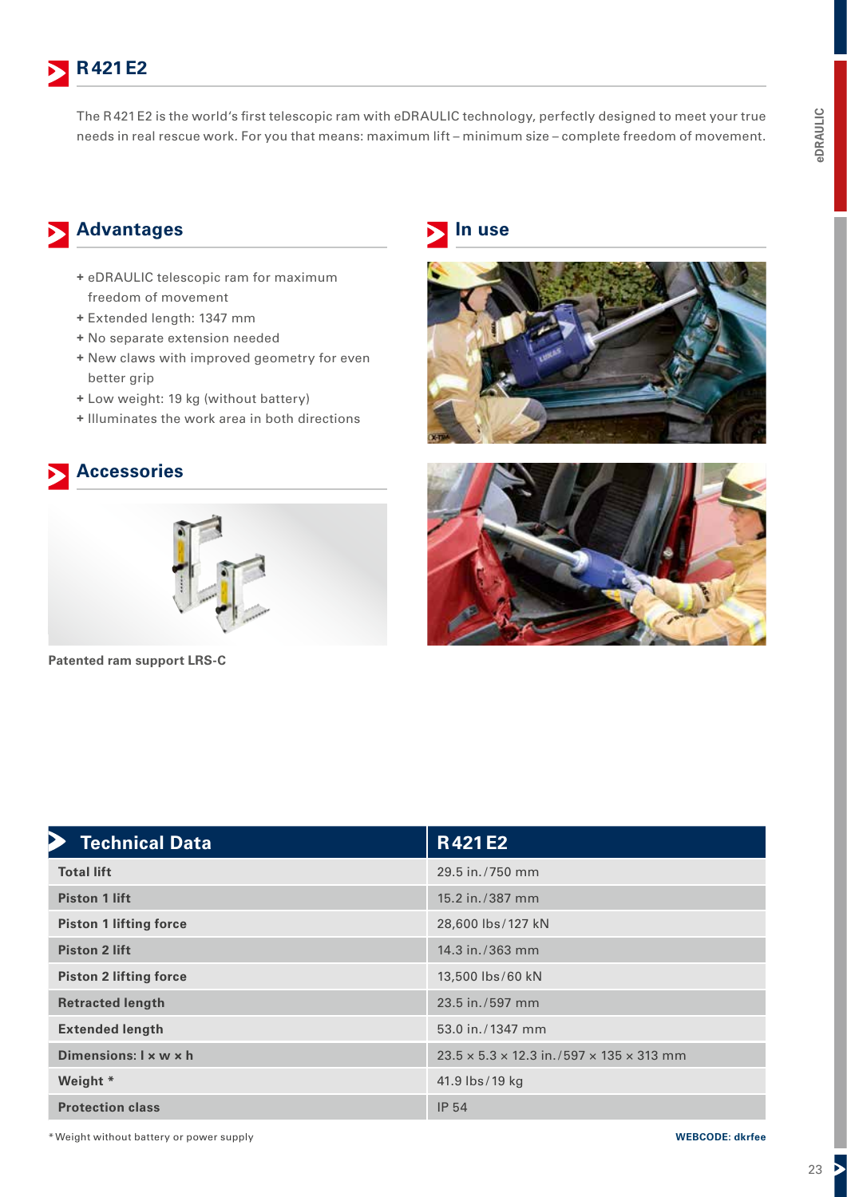## R421E2

The R421E2 is the world's first telescopic ram with eDRAULIC technology, perfectly designed to meet your true needs in real rescue work. For you that means: maximum lift – minimum size – complete freedom of movement.

### Advantages

- + eDRAULIC telescopic ram for maximum freedom of movement
- + Extended length: 1347 mm
- + No separate extension needed
- + New claws with improved geometry for even better grip
- + Low weight: 19 kg (without battery)
- + Illuminates the work area in both directions

### In use

### Accessories

**Patented ram support LRS-C**

| Technical Data | R421E2 |
|---|---|
| **Total lift** | 29.5 in./750 mm |
| **Piston 1 lift** | 15.2 in./387 mm |
| **Piston 1 lifting force** | 28,600 lbs/127 kN |
| **Piston 2 lift** | 14.3 in./363 mm |
| **Piston 2 lifting force** | 13,500 lbs/60 kN |
| **Retracted length** | 23.5 in./597 mm |
| **Extended length** | 53.0 in./1347 mm |
| **Dimensions: l × w × h** | 23.5 × 5.3 × 12.3 in./597 × 135 × 313 mm |
| **Weight *** | 41.9 lbs/19 kg |
| **Protection class** | IP 54 |

*Weight without battery or power supply

**WEBCODE: dkrfee**